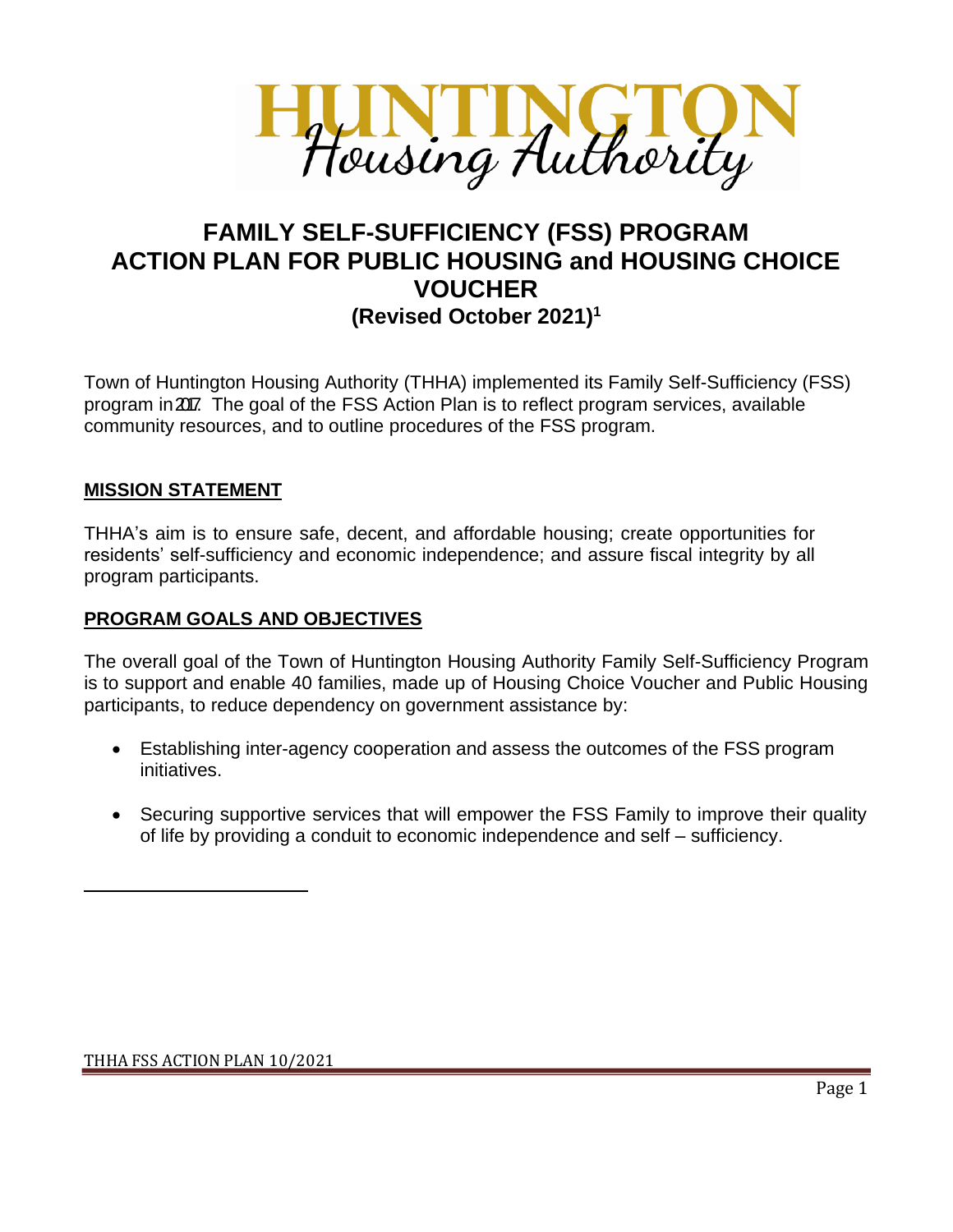# HUNTINGTON Housing Authority

## FAMILY SELF-SUFFICIENCY (FSS) PROGRAM ACTION PLAN FOR PUBLIC HOUSING and HOUSING CHOICE VOUCHER

### (Revised October 2021)[1]

Town of Huntington Housing Authority (THHA) implemented its Family Self-Sufficiency (FSS) program in 2017. The goal of the FSS Action Plan is to reflect program services, available community resources, and to outline procedures of the FSS program.

## MISSION STATEMENT

THHA's aim is to ensure safe, decent, and affordable housing; create opportunities for residents' self-sufficiency and economic independence; and assure fiscal integrity by all program participants.

## PROGRAM GOALS AND OBJECTIVES

The overall goal of the Town of Huntington Housing Authority Family Self-Sufficiency Program is to support and enable 40 families, made up of Housing Choice Voucher and Public Housing participants, to reduce dependency on government assistance by:

- Establishing inter-agency cooperation and assess the outcomes of the FSS program initiatives.
- Securing supportive services that will empower the FSS Family to improve their quality of life by providing a conduit to economic independence and self – sufficiency.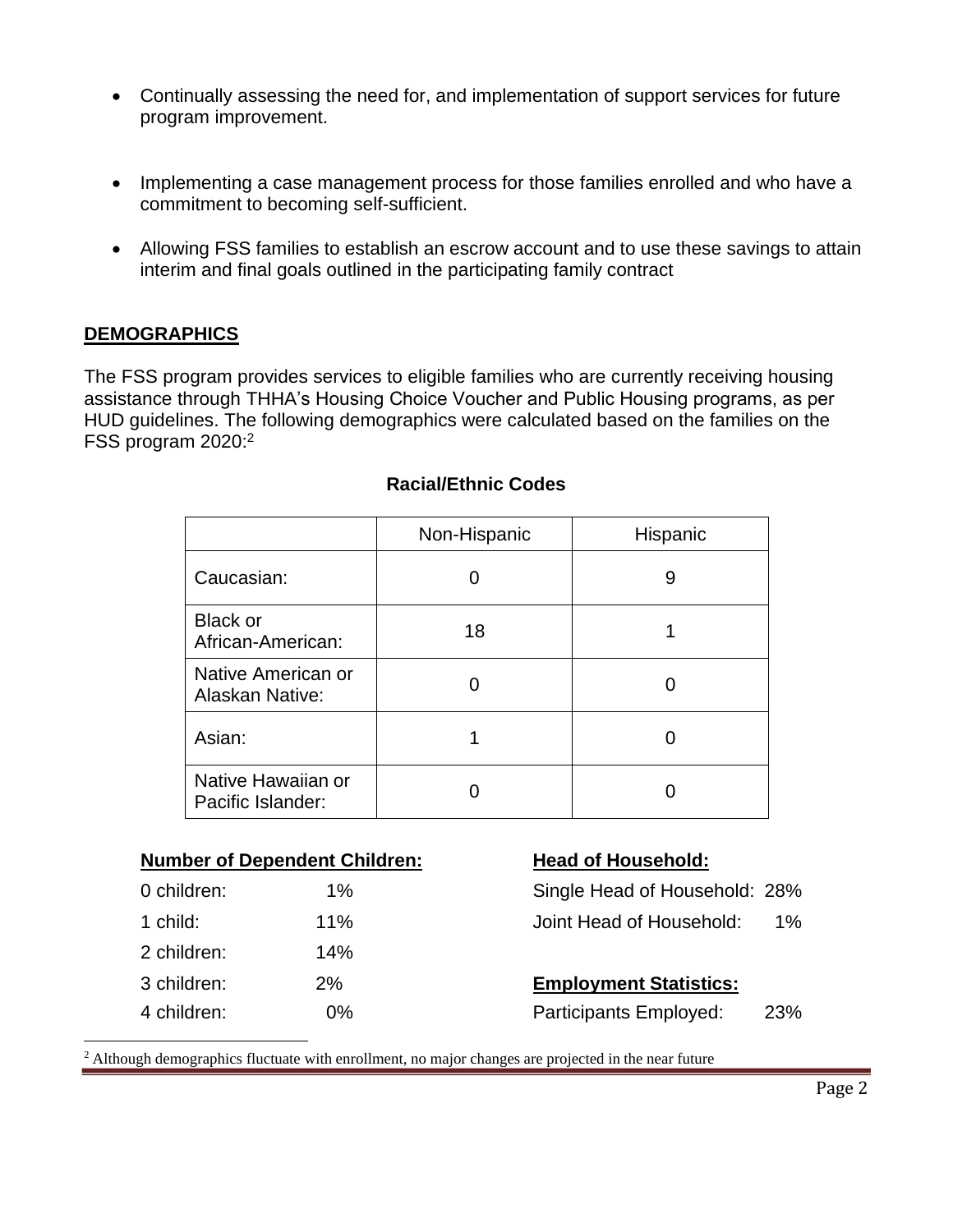- Continually assessing the need for, and implementation of support services for future program improvement.

- Implementing a case management process for those families enrolled and who have a commitment to becoming self-sufficient.

- Allowing FSS families to establish an escrow account and to use these savings to attain interim and final goals outlined in the participating family contract

## DEMOGRAPHICS

The FSS program provides services to eligible families who are currently receiving housing assistance through THHA's Housing Choice Voucher and Public Housing programs, as per HUD guidelines. The following demographics were calculated based on the families on the FSS program 2020:[2]

**Racial/Ethnic Codes**

| | Non-Hispanic | Hispanic |
|---|---|---|
| Caucasian: | 0 | 9 |
| Black or African-American: | 18 | 1 |
| Native American or Alaskan Native: | 0 | 0 |
| Asian: | 1 | 0 |
| Native Hawaiian or Pacific Islander: | 0 | 0 |

**Number of Dependent Children:**

| | |
|---|---|
| 0 children: | 1% |
| 1 child: | 11% |
| 2 children: | 14% |
| 3 children: | 2% |
| 4 children: | 0% |

**Head of Household:**

| | |
|---|---|
| Single Head of Household: | 28% |
| Joint Head of Household: | 1% |

**Employment Statistics:**

| | |
|---|---|
| Participants Employed: | 23% |

[2] Although demographics fluctuate with enrollment, no major changes are projected in the near future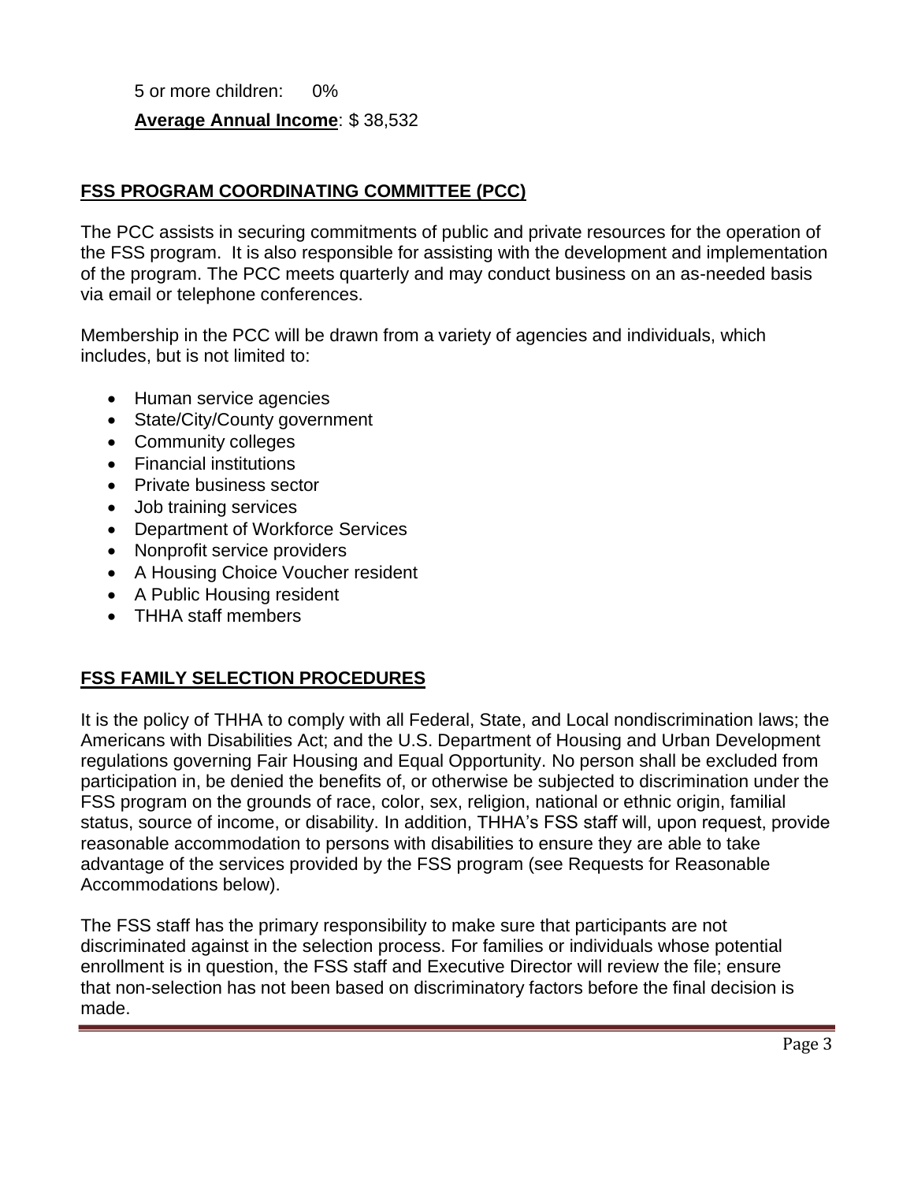5 or more children: 0%

**Average Annual Income**: $ 38,532

## FSS PROGRAM COORDINATING COMMITTEE (PCC)

The PCC assists in securing commitments of public and private resources for the operation of the FSS program. It is also responsible for assisting with the development and implementation of the program. The PCC meets quarterly and may conduct business on an as-needed basis via email or telephone conferences.

Membership in the PCC will be drawn from a variety of agencies and individuals, which includes, but is not limited to:

- Human service agencies
- State/City/County government
- Community colleges
- Financial institutions
- Private business sector
- Job training services
- Department of Workforce Services
- Nonprofit service providers
- A Housing Choice Voucher resident
- A Public Housing resident
- THHA staff members

## FSS FAMILY SELECTION PROCEDURES

It is the policy of THHA to comply with all Federal, State, and Local nondiscrimination laws; the Americans with Disabilities Act; and the U.S. Department of Housing and Urban Development regulations governing Fair Housing and Equal Opportunity. No person shall be excluded from participation in, be denied the benefits of, or otherwise be subjected to discrimination under the FSS program on the grounds of race, color, sex, religion, national or ethnic origin, familial status, source of income, or disability. In addition, THHA's FSS staff will, upon request, provide reasonable accommodation to persons with disabilities to ensure they are able to take advantage of the services provided by the FSS program (see Requests for Reasonable Accommodations below).

The FSS staff has the primary responsibility to make sure that participants are not discriminated against in the selection process. For families or individuals whose potential enrollment is in question, the FSS staff and Executive Director will review the file; ensure that non-selection has not been based on discriminatory factors before the final decision is made.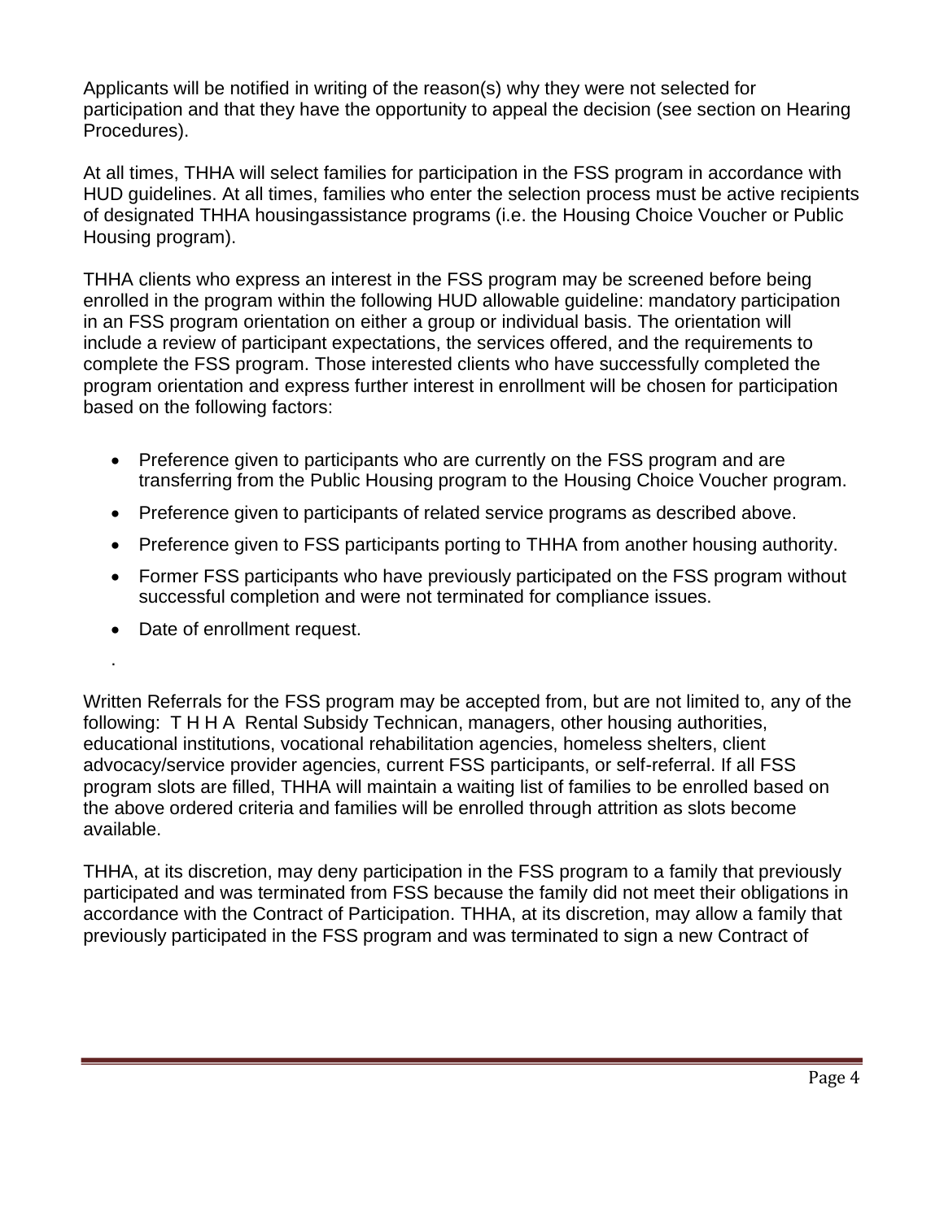Applicants will be notified in writing of the reason(s) why they were not selected for participation and that they have the opportunity to appeal the decision (see section on Hearing Procedures).

At all times, THHA will select families for participation in the FSS program in accordance with HUD guidelines. At all times, families who enter the selection process must be active recipients of designated THHA housingassistance programs (i.e. the Housing Choice Voucher or Public Housing program).

THHA clients who express an interest in the FSS program may be screened before being enrolled in the program within the following HUD allowable guideline: mandatory participation in an FSS program orientation on either a group or individual basis. The orientation will include a review of participant expectations, the services offered, and the requirements to complete the FSS program. Those interested clients who have successfully completed the program orientation and express further interest in enrollment will be chosen for participation based on the following factors:

- Preference given to participants who are currently on the FSS program and are transferring from the Public Housing program to the Housing Choice Voucher program.
- Preference given to participants of related service programs as described above.
- Preference given to FSS participants porting to THHA from another housing authority.
- Former FSS participants who have previously participated on the FSS program without successful completion and were not terminated for compliance issues.
- Date of enrollment request.

.

Written Referrals for the FSS program may be accepted from, but are not limited to, any of the following: T H H A Rental Subsidy Technican, managers, other housing authorities, educational institutions, vocational rehabilitation agencies, homeless shelters, client advocacy/service provider agencies, current FSS participants, or self-referral. If all FSS program slots are filled, THHA will maintain a waiting list of families to be enrolled based on the above ordered criteria and families will be enrolled through attrition as slots become available.

THHA, at its discretion, may deny participation in the FSS program to a family that previously participated and was terminated from FSS because the family did not meet their obligations in accordance with the Contract of Participation. THHA, at its discretion, may allow a family that previously participated in the FSS program and was terminated to sign a new Contract of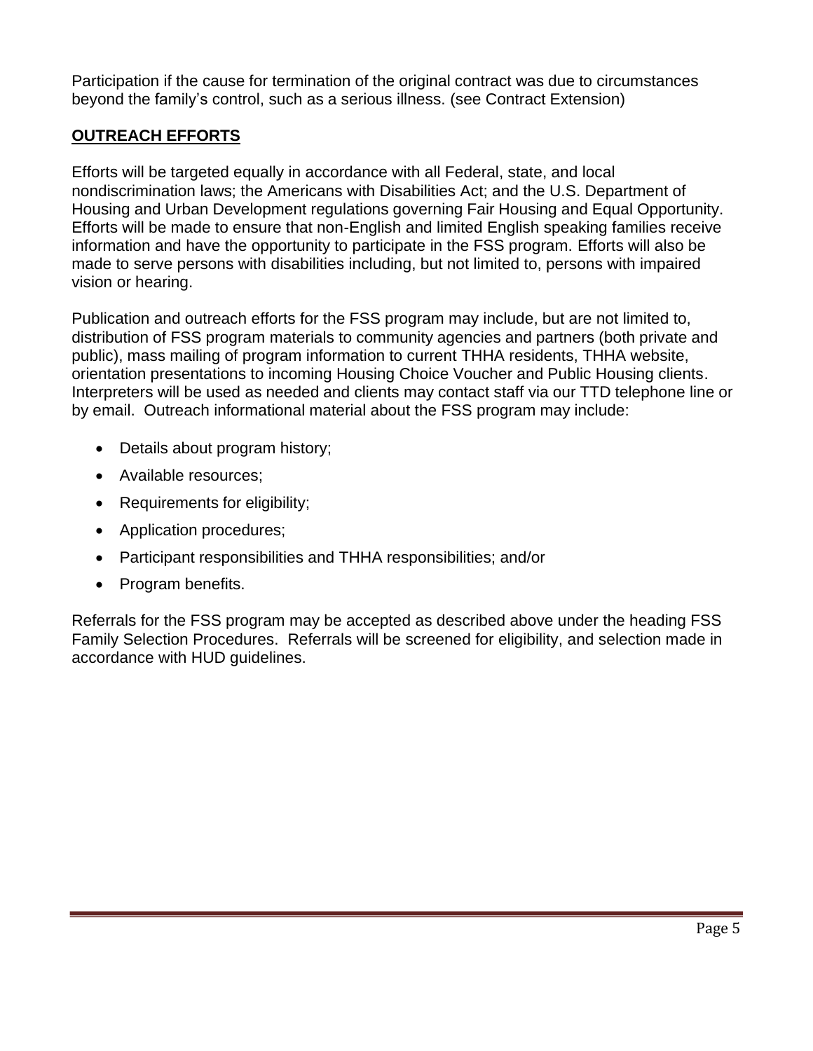Participation if the cause for termination of the original contract was due to circumstances beyond the family's control, such as a serious illness. (see Contract Extension)

## OUTREACH EFFORTS

Efforts will be targeted equally in accordance with all Federal, state, and local nondiscrimination laws; the Americans with Disabilities Act; and the U.S. Department of Housing and Urban Development regulations governing Fair Housing and Equal Opportunity. Efforts will be made to ensure that non-English and limited English speaking families receive information and have the opportunity to participate in the FSS program. Efforts will also be made to serve persons with disabilities including, but not limited to, persons with impaired vision or hearing.

Publication and outreach efforts for the FSS program may include, but are not limited to, distribution of FSS program materials to community agencies and partners (both private and public), mass mailing of program information to current THHA residents, THHA website, orientation presentations to incoming Housing Choice Voucher and Public Housing clients. Interpreters will be used as needed and clients may contact staff via our TTD telephone line or by email. Outreach informational material about the FSS program may include:

- Details about program history;
- Available resources;
- Requirements for eligibility;
- Application procedures;
- Participant responsibilities and THHA responsibilities; and/or
- Program benefits.

Referrals for the FSS program may be accepted as described above under the heading FSS Family Selection Procedures. Referrals will be screened for eligibility, and selection made in accordance with HUD guidelines.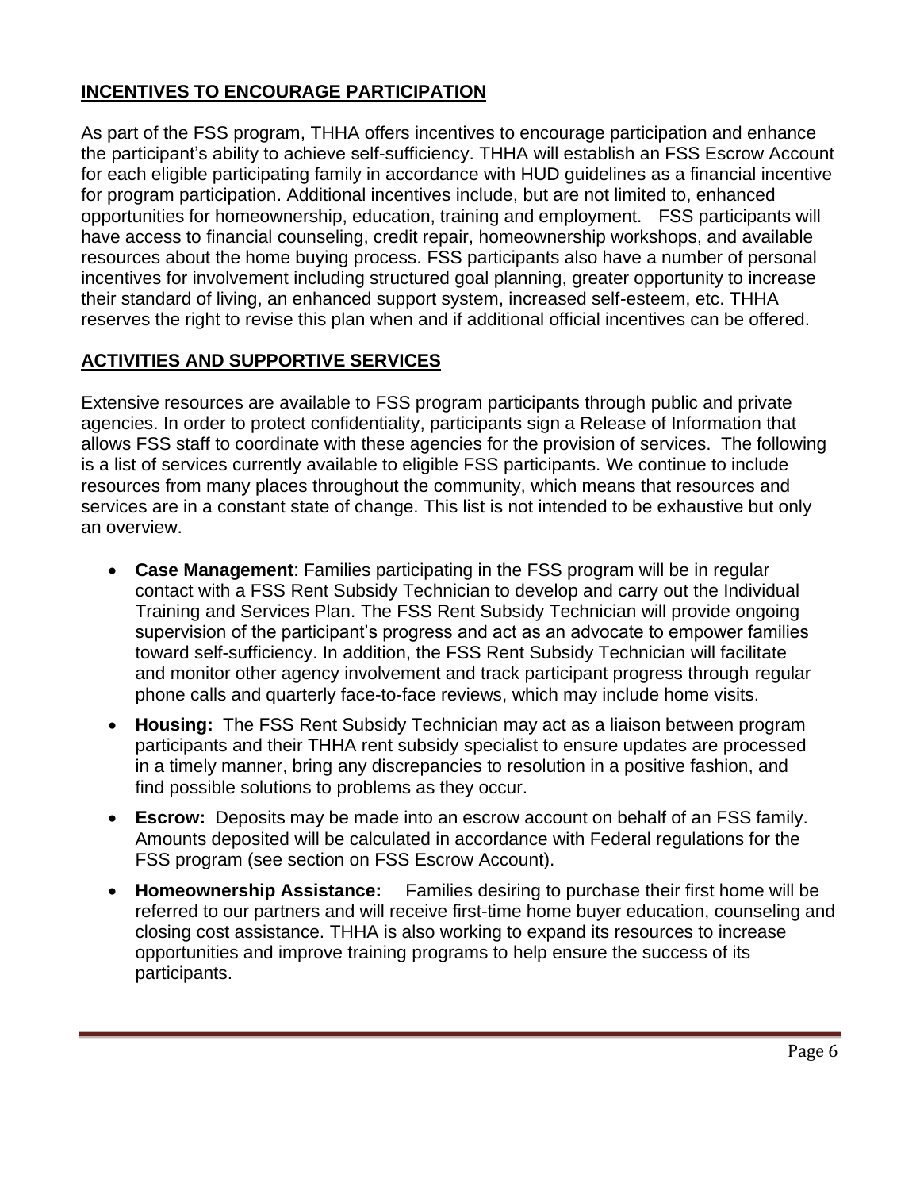## INCENTIVES TO ENCOURAGE PARTICIPATION

As part of the FSS program, THHA offers incentives to encourage participation and enhance the participant's ability to achieve self-sufficiency. THHA will establish an FSS Escrow Account for each eligible participating family in accordance with HUD guidelines as a financial incentive for program participation. Additional incentives include, but are not limited to, enhanced opportunities for homeownership, education, training and employment. FSS participants will have access to financial counseling, credit repair, homeownership workshops, and available resources about the home buying process. FSS participants also have a number of personal incentives for involvement including structured goal planning, greater opportunity to increase their standard of living, an enhanced support system, increased self-esteem, etc. THHA reserves the right to revise this plan when and if additional official incentives can be offered.

## ACTIVITIES AND SUPPORTIVE SERVICES

Extensive resources are available to FSS program participants through public and private agencies. In order to protect confidentiality, participants sign a Release of Information that allows FSS staff to coordinate with these agencies for the provision of services. The following is a list of services currently available to eligible FSS participants. We continue to include resources from many places throughout the community, which means that resources and services are in a constant state of change. This list is not intended to be exhaustive but only an overview.

- **Case Management**: Families participating in the FSS program will be in regular contact with a FSS Rent Subsidy Technician to develop and carry out the Individual Training and Services Plan. The FSS Rent Subsidy Technician will provide ongoing supervision of the participant's progress and act as an advocate to empower families toward self-sufficiency. In addition, the FSS Rent Subsidy Technician will facilitate and monitor other agency involvement and track participant progress through regular phone calls and quarterly face-to-face reviews, which may include home visits.
- **Housing:** The FSS Rent Subsidy Technician may act as a liaison between program participants and their THHA rent subsidy specialist to ensure updates are processed in a timely manner, bring any discrepancies to resolution in a positive fashion, and find possible solutions to problems as they occur.
- **Escrow:** Deposits may be made into an escrow account on behalf of an FSS family. Amounts deposited will be calculated in accordance with Federal regulations for the FSS program (see section on FSS Escrow Account).
- **Homeownership Assistance:** Families desiring to purchase their first home will be referred to our partners and will receive first-time home buyer education, counseling and closing cost assistance. THHA is also working to expand its resources to increase opportunities and improve training programs to help ensure the success of its participants.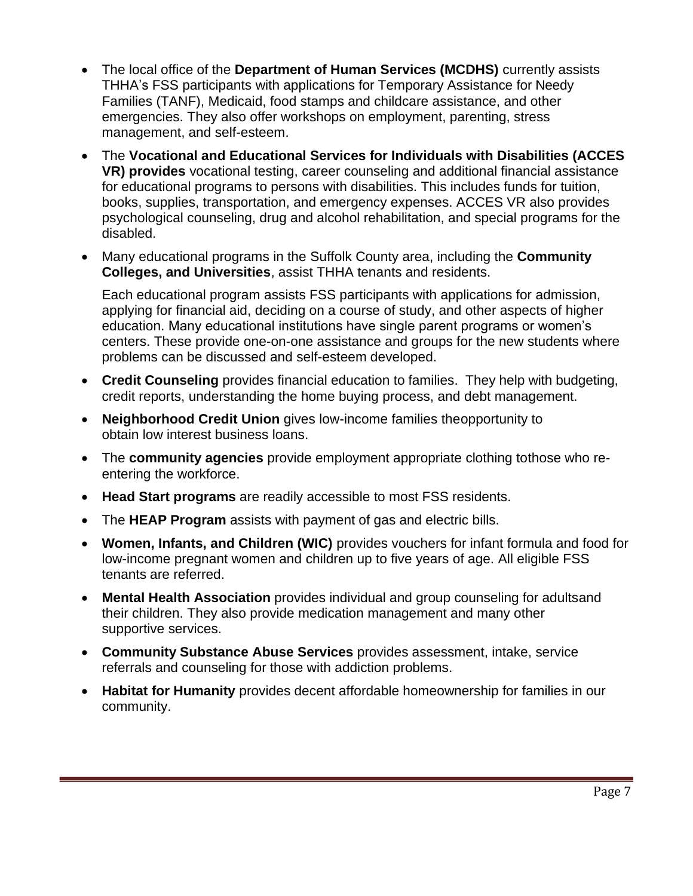- The local office of the **Department of Human Services (MCDHS)** currently assists THHA's FSS participants with applications for Temporary Assistance for Needy Families (TANF), Medicaid, food stamps and childcare assistance, and other emergencies. They also offer workshops on employment, parenting, stress management, and self-esteem.

- The **Vocational and Educational Services for Individuals with Disabilities (ACCES VR) provides** vocational testing, career counseling and additional financial assistance for educational programs to persons with disabilities. This includes funds for tuition, books, supplies, transportation, and emergency expenses. ACCES VR also provides psychological counseling, drug and alcohol rehabilitation, and special programs for the disabled.

- Many educational programs in the Suffolk County area, including the **Community Colleges, and Universities**, assist THHA tenants and residents.

  Each educational program assists FSS participants with applications for admission, applying for financial aid, deciding on a course of study, and other aspects of higher education. Many educational institutions have single parent programs or women's centers. These provide one-on-one assistance and groups for the new students where problems can be discussed and self-esteem developed.

- **Credit Counseling** provides financial education to families. They help with budgeting, credit reports, understanding the home buying process, and debt management.

- **Neighborhood Credit Union** gives low-income families theopportunity to obtain low interest business loans.

- The **community agencies** provide employment appropriate clothing tothose who re-entering the workforce.

- **Head Start programs** are readily accessible to most FSS residents.

- The **HEAP Program** assists with payment of gas and electric bills.

- **Women, Infants, and Children (WIC)** provides vouchers for infant formula and food for low-income pregnant women and children up to five years of age. All eligible FSS tenants are referred.

- **Mental Health Association** provides individual and group counseling for adultsand their children. They also provide medication management and many other supportive services.

- **Community Substance Abuse Services** provides assessment, intake, service referrals and counseling for those with addiction problems.

- **Habitat for Humanity** provides decent affordable homeownership for families in our community.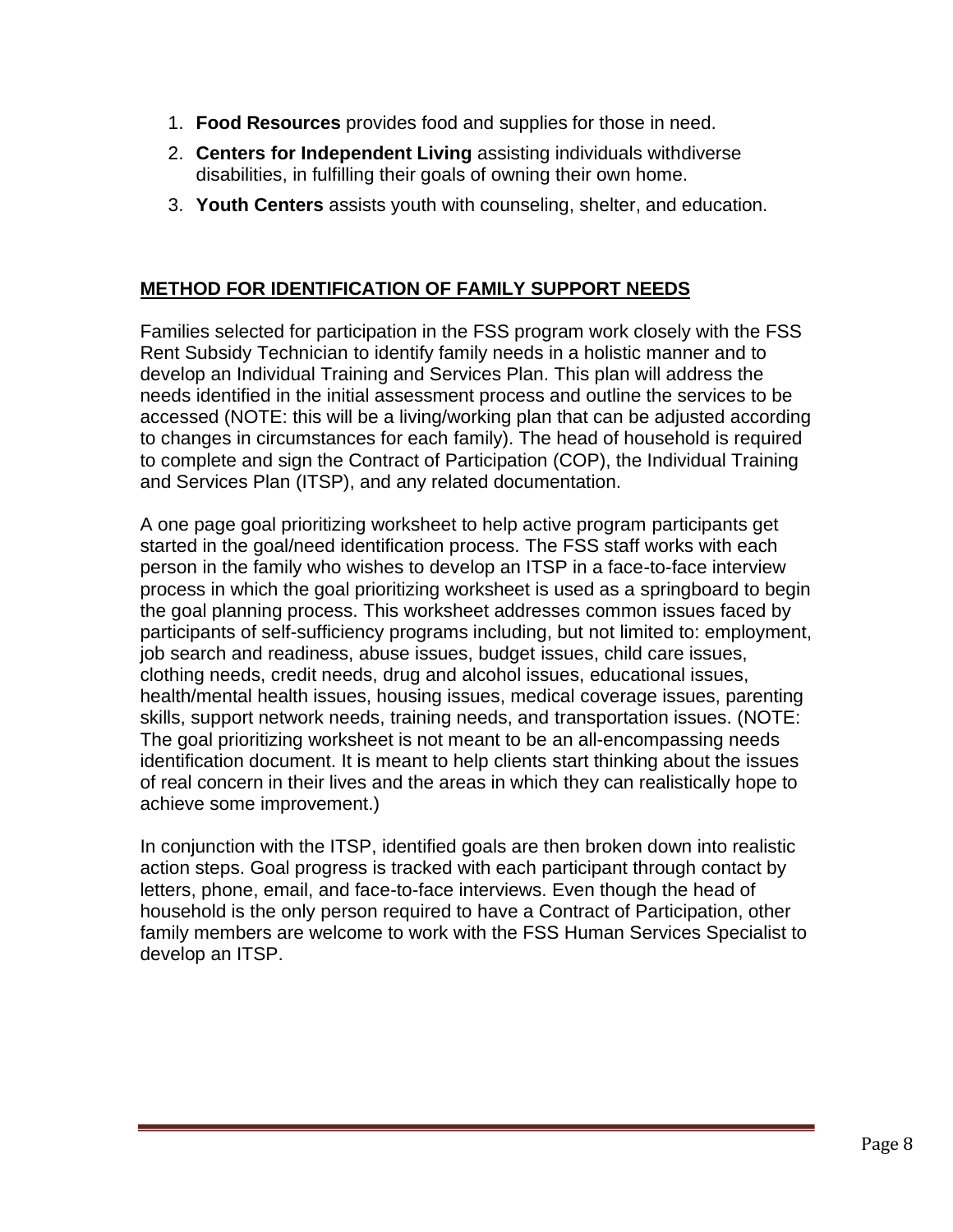1. **Food Resources** provides food and supplies for those in need.
2. **Centers for Independent Living** assisting individuals withdiverse disabilities, in fulfilling their goals of owning their own home.
3. **Youth Centers** assists youth with counseling, shelter, and education.

## METHOD FOR IDENTIFICATION OF FAMILY SUPPORT NEEDS

Families selected for participation in the FSS program work closely with the FSS Rent Subsidy Technician to identify family needs in a holistic manner and to develop an Individual Training and Services Plan. This plan will address the needs identified in the initial assessment process and outline the services to be accessed (NOTE: this will be a living/working plan that can be adjusted according to changes in circumstances for each family). The head of household is required to complete and sign the Contract of Participation (COP), the Individual Training and Services Plan (ITSP), and any related documentation.

A one page goal prioritizing worksheet to help active program participants get started in the goal/need identification process. The FSS staff works with each person in the family who wishes to develop an ITSP in a face-to-face interview process in which the goal prioritizing worksheet is used as a springboard to begin the goal planning process. This worksheet addresses common issues faced by participants of self-sufficiency programs including, but not limited to: employment, job search and readiness, abuse issues, budget issues, child care issues, clothing needs, credit needs, drug and alcohol issues, educational issues, health/mental health issues, housing issues, medical coverage issues, parenting skills, support network needs, training needs, and transportation issues. (NOTE: The goal prioritizing worksheet is not meant to be an all-encompassing needs identification document. It is meant to help clients start thinking about the issues of real concern in their lives and the areas in which they can realistically hope to achieve some improvement.)

In conjunction with the ITSP, identified goals are then broken down into realistic action steps. Goal progress is tracked with each participant through contact by letters, phone, email, and face-to-face interviews. Even though the head of household is the only person required to have a Contract of Participation, other family members are welcome to work with the FSS Human Services Specialist to develop an ITSP.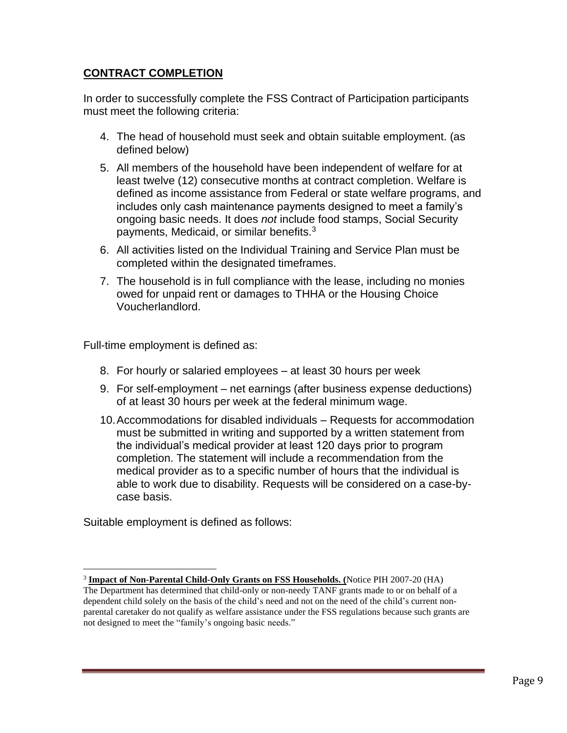## **CONTRACT COMPLETION**

In order to successfully complete the FSS Contract of Participation participants must meet the following criteria:

4. The head of household must seek and obtain suitable employment. (as defined below)
5. All members of the household have been independent of welfare for at least twelve (12) consecutive months at contract completion. Welfare is defined as income assistance from Federal or state welfare programs, and includes only cash maintenance payments designed to meet a family's ongoing basic needs. It does *not* include food stamps, Social Security payments, Medicaid, or similar benefits.[3]
6. All activities listed on the Individual Training and Service Plan must be completed within the designated timeframes.
7. The household is in full compliance with the lease, including no monies owed for unpaid rent or damages to THHA or the Housing Choice Voucherlandlord.

Full-time employment is defined as:

8. For hourly or salaried employees – at least 30 hours per week
9. For self-employment – net earnings (after business expense deductions) of at least 30 hours per week at the federal minimum wage.
10. Accommodations for disabled individuals – Requests for accommodation must be submitted in writing and supported by a written statement from the individual's medical provider at least 120 days prior to program completion. The statement will include a recommendation from the medical provider as to a specific number of hours that the individual is able to work due to disability. Requests will be considered on a case-by-case basis.

Suitable employment is defined as follows:

---

[3] **Impact of Non-Parental Child-Only Grants on FSS Households. (**Notice PIH 2007-20 (HA) The Department has determined that child-only or non-needy TANF grants made to or on behalf of a dependent child solely on the basis of the child's need and not on the need of the child's current non-parental caretaker do not qualify as welfare assistance under the FSS regulations because such grants are not designed to meet the "family's ongoing basic needs."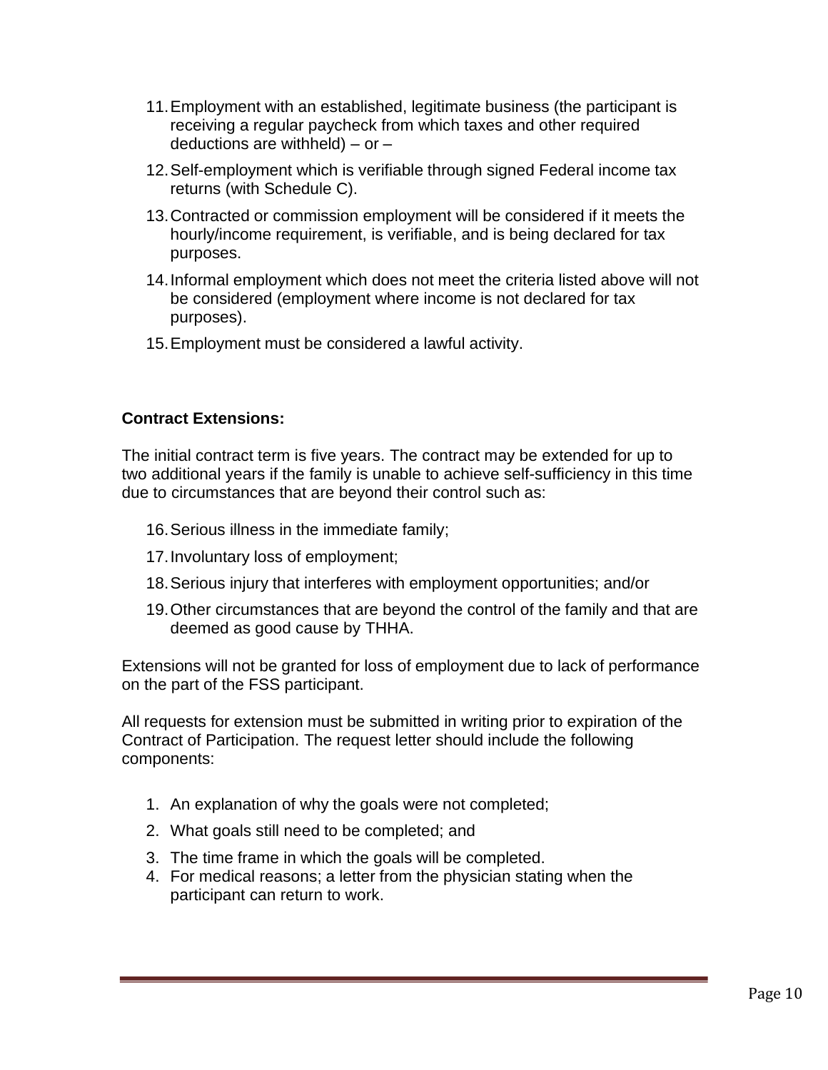11. Employment with an established, legitimate business (the participant is receiving a regular paycheck from which taxes and other required deductions are withheld) – or –
12. Self-employment which is verifiable through signed Federal income tax returns (with Schedule C).
13. Contracted or commission employment will be considered if it meets the hourly/income requirement, is verifiable, and is being declared for tax purposes.
14. Informal employment which does not meet the criteria listed above will not be considered (employment where income is not declared for tax purposes).
15. Employment must be considered a lawful activity.

**Contract Extensions:**

The initial contract term is five years. The contract may be extended for up to two additional years if the family is unable to achieve self-sufficiency in this time due to circumstances that are beyond their control such as:

16. Serious illness in the immediate family;
17. Involuntary loss of employment;
18. Serious injury that interferes with employment opportunities; and/or
19. Other circumstances that are beyond the control of the family and that are deemed as good cause by THHA.

Extensions will not be granted for loss of employment due to lack of performance on the part of the FSS participant.

All requests for extension must be submitted in writing prior to expiration of the Contract of Participation. The request letter should include the following components:

1. An explanation of why the goals were not completed;
2. What goals still need to be completed; and
3. The time frame in which the goals will be completed.
4. For medical reasons; a letter from the physician stating when the participant can return to work.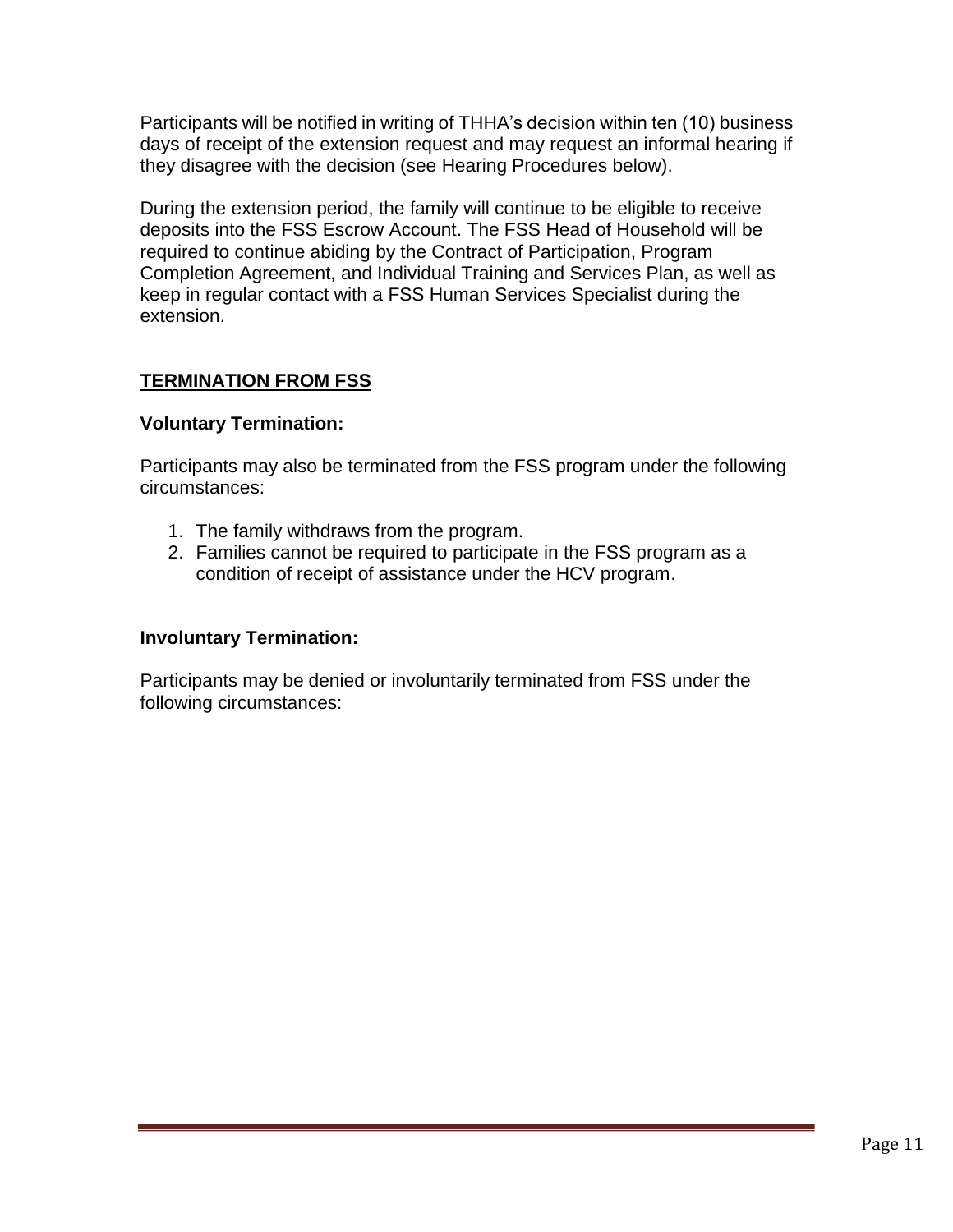Participants will be notified in writing of THHA's decision within ten (10) business days of receipt of the extension request and may request an informal hearing if they disagree with the decision (see Hearing Procedures below).

During the extension period, the family will continue to be eligible to receive deposits into the FSS Escrow Account. The FSS Head of Household will be required to continue abiding by the Contract of Participation, Program Completion Agreement, and Individual Training and Services Plan, as well as keep in regular contact with a FSS Human Services Specialist during the extension.

## **TERMINATION FROM FSS**

### Voluntary Termination:

Participants may also be terminated from the FSS program under the following circumstances:

1. The family withdraws from the program.
2. Families cannot be required to participate in the FSS program as a condition of receipt of assistance under the HCV program.

### Involuntary Termination:

Participants may be denied or involuntarily terminated from FSS under the following circumstances: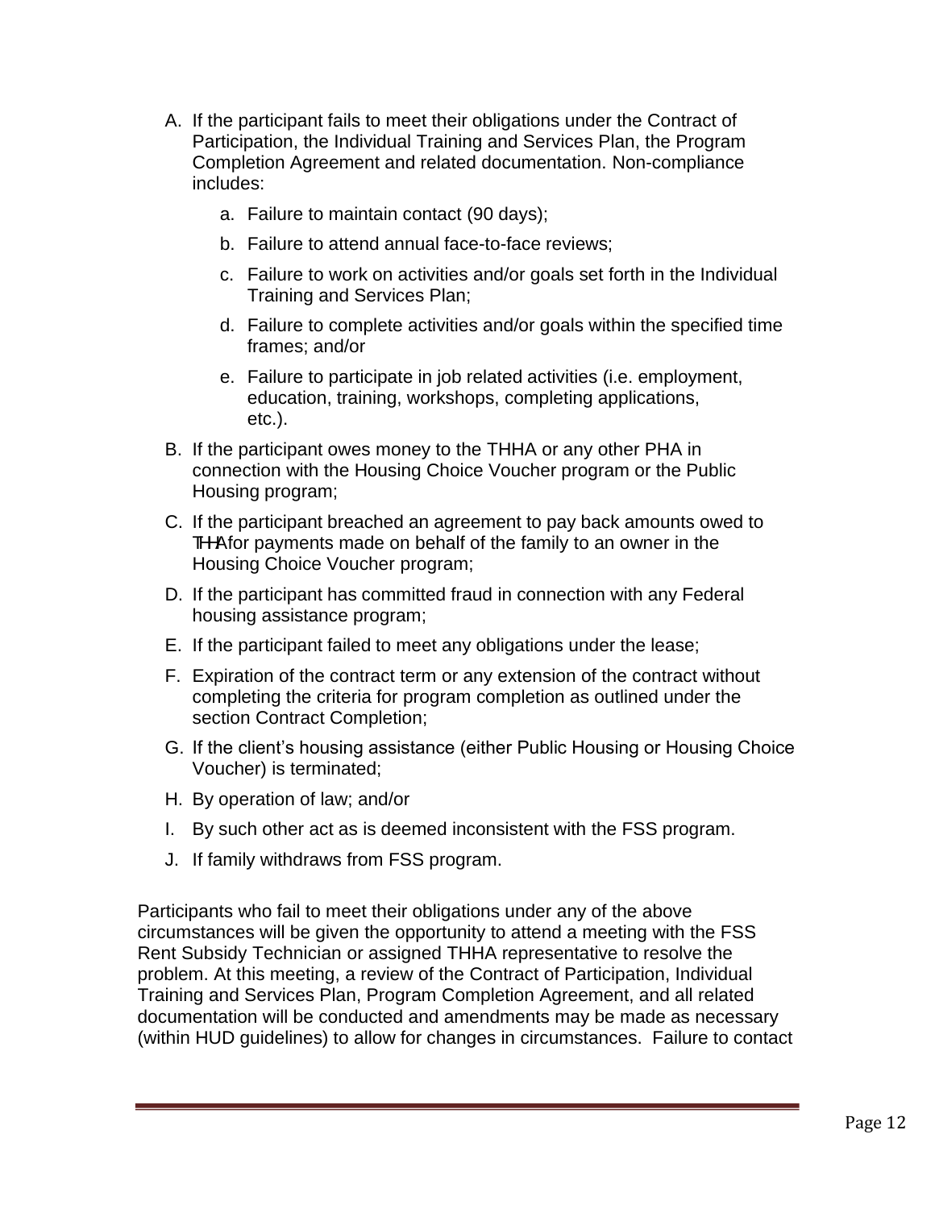A. If the participant fails to meet their obligations under the Contract of Participation, the Individual Training and Services Plan, the Program Completion Agreement and related documentation. Non-compliance includes:

    a. Failure to maintain contact (90 days);

    b. Failure to attend annual face-to-face reviews;

    c. Failure to work on activities and/or goals set forth in the Individual Training and Services Plan;

    d. Failure to complete activities and/or goals within the specified time frames; and/or

    e. Failure to participate in job related activities (i.e. employment, education, training, workshops, completing applications, etc.).

B. If the participant owes money to the THHA or any other PHA in connection with the Housing Choice Voucher program or the Public Housing program;

C. If the participant breached an agreement to pay back amounts owed to THHA for payments made on behalf of the family to an owner in the Housing Choice Voucher program;

D. If the participant has committed fraud in connection with any Federal housing assistance program;

E. If the participant failed to meet any obligations under the lease;

F. Expiration of the contract term or any extension of the contract without completing the criteria for program completion as outlined under the section Contract Completion;

G. If the client's housing assistance (either Public Housing or Housing Choice Voucher) is terminated;

H. By operation of law; and/or

I. By such other act as is deemed inconsistent with the FSS program.

J. If family withdraws from FSS program.

Participants who fail to meet their obligations under any of the above circumstances will be given the opportunity to attend a meeting with the FSS Rent Subsidy Technician or assigned THHA representative to resolve the problem. At this meeting, a review of the Contract of Participation, Individual Training and Services Plan, Program Completion Agreement, and all related documentation will be conducted and amendments may be made as necessary (within HUD guidelines) to allow for changes in circumstances. Failure to contact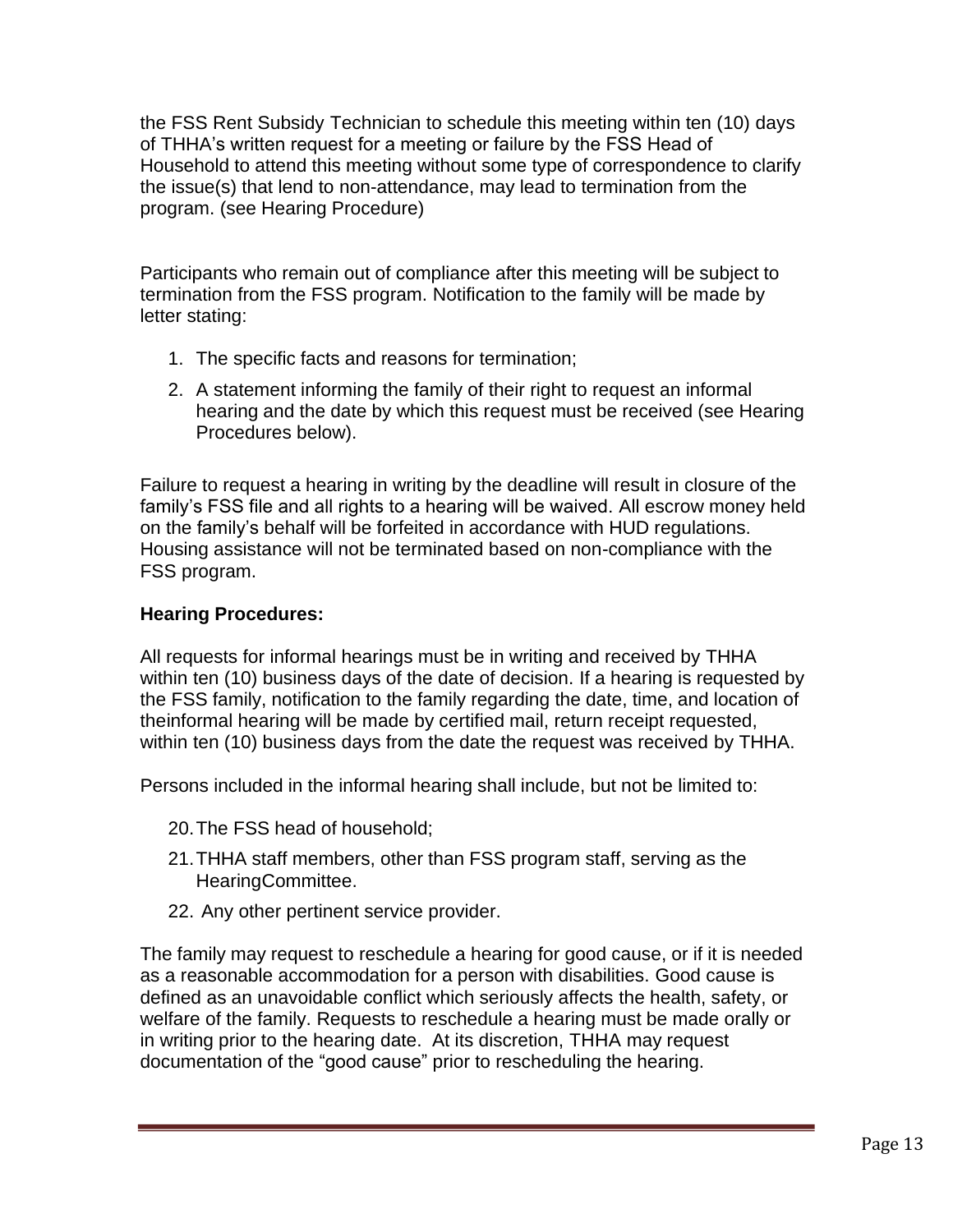the FSS Rent Subsidy Technician to schedule this meeting within ten (10) days of THHA's written request for a meeting or failure by the FSS Head of Household to attend this meeting without some type of correspondence to clarify the issue(s) that lend to non-attendance, may lead to termination from the program. (see Hearing Procedure)

Participants who remain out of compliance after this meeting will be subject to termination from the FSS program. Notification to the family will be made by letter stating:

1. The specific facts and reasons for termination;
2. A statement informing the family of their right to request an informal hearing and the date by which this request must be received (see Hearing Procedures below).

Failure to request a hearing in writing by the deadline will result in closure of the family's FSS file and all rights to a hearing will be waived. All escrow money held on the family's behalf will be forfeited in accordance with HUD regulations. Housing assistance will not be terminated based on non-compliance with the FSS program.

**Hearing Procedures:**

All requests for informal hearings must be in writing and received by THHA within ten (10) business days of the date of decision. If a hearing is requested by the FSS family, notification to the family regarding the date, time, and location of theinformal hearing will be made by certified mail, return receipt requested, within ten (10) business days from the date the request was received by THHA.

Persons included in the informal hearing shall include, but not be limited to:

20. The FSS head of household;
21. THHA staff members, other than FSS program staff, serving as the HearingCommittee.
22. Any other pertinent service provider.

The family may request to reschedule a hearing for good cause, or if it is needed as a reasonable accommodation for a person with disabilities. Good cause is defined as an unavoidable conflict which seriously affects the health, safety, or welfare of the family. Requests to reschedule a hearing must be made orally or in writing prior to the hearing date. At its discretion, THHA may request documentation of the "good cause" prior to rescheduling the hearing.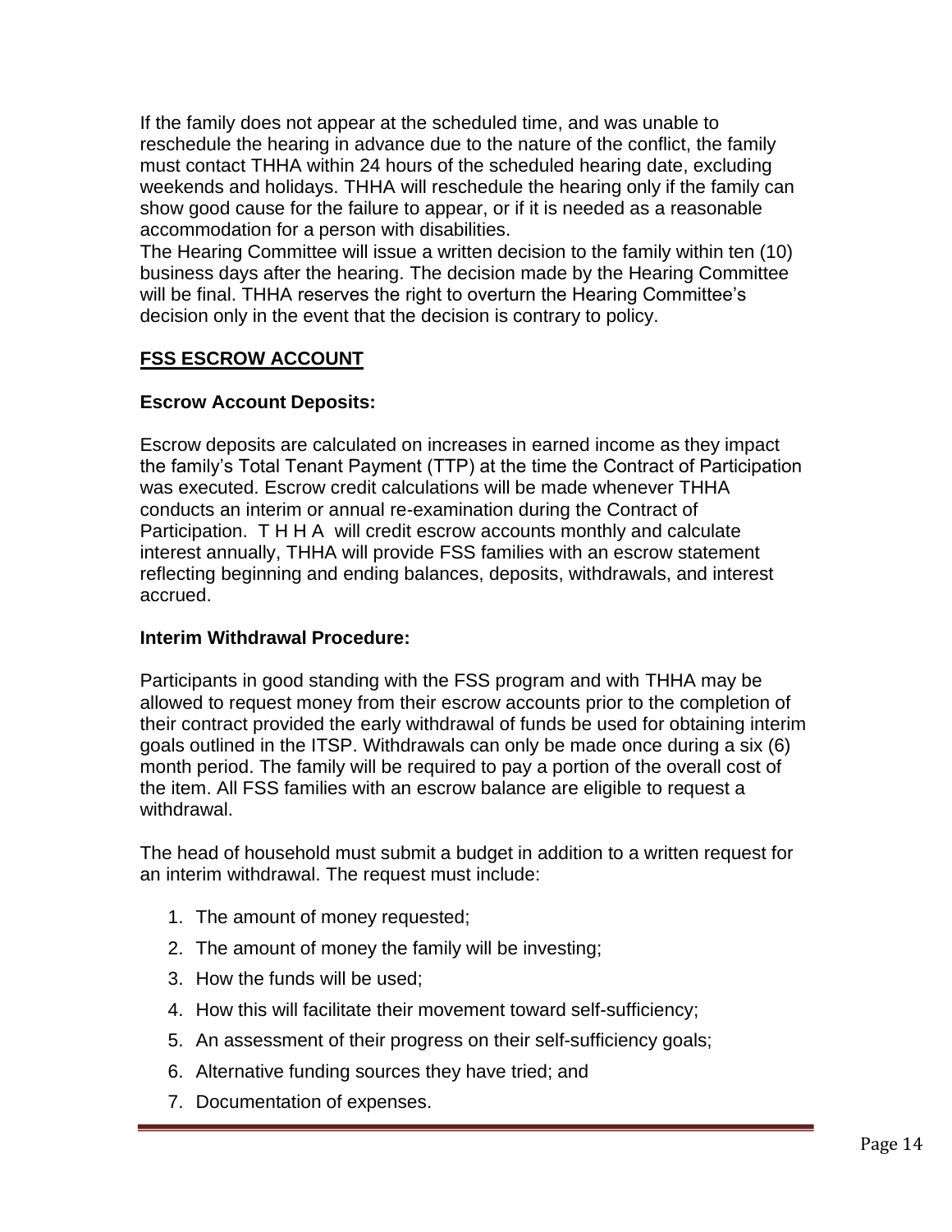If the family does not appear at the scheduled time, and was unable to reschedule the hearing in advance due to the nature of the conflict, the family must contact THHA within 24 hours of the scheduled hearing date, excluding weekends and holidays. THHA will reschedule the hearing only if the family can show good cause for the failure to appear, or if it is needed as a reasonable accommodation for a person with disabilities.

The Hearing Committee will issue a written decision to the family within ten (10) business days after the hearing. The decision made by the Hearing Committee will be final. THHA reserves the right to overturn the Hearing Committee's decision only in the event that the decision is contrary to policy.

## FSS ESCROW ACCOUNT

### Escrow Account Deposits:

Escrow deposits are calculated on increases in earned income as they impact the family's Total Tenant Payment (TTP) at the time the Contract of Participation was executed. Escrow credit calculations will be made whenever THHA conducts an interim or annual re-examination during the Contract of Participation. T H H A will credit escrow accounts monthly and calculate interest annually, THHA will provide FSS families with an escrow statement reflecting beginning and ending balances, deposits, withdrawals, and interest accrued.

### Interim Withdrawal Procedure:

Participants in good standing with the FSS program and with THHA may be allowed to request money from their escrow accounts prior to the completion of their contract provided the early withdrawal of funds be used for obtaining interim goals outlined in the ITSP. Withdrawals can only be made once during a six (6) month period. The family will be required to pay a portion of the overall cost of the item. All FSS families with an escrow balance are eligible to request a withdrawal.

The head of household must submit a budget in addition to a written request for an interim withdrawal. The request must include:

1. The amount of money requested;
2. The amount of money the family will be investing;
3. How the funds will be used;
4. How this will facilitate their movement toward self-sufficiency;
5. An assessment of their progress on their self-sufficiency goals;
6. Alternative funding sources they have tried; and
7. Documentation of expenses.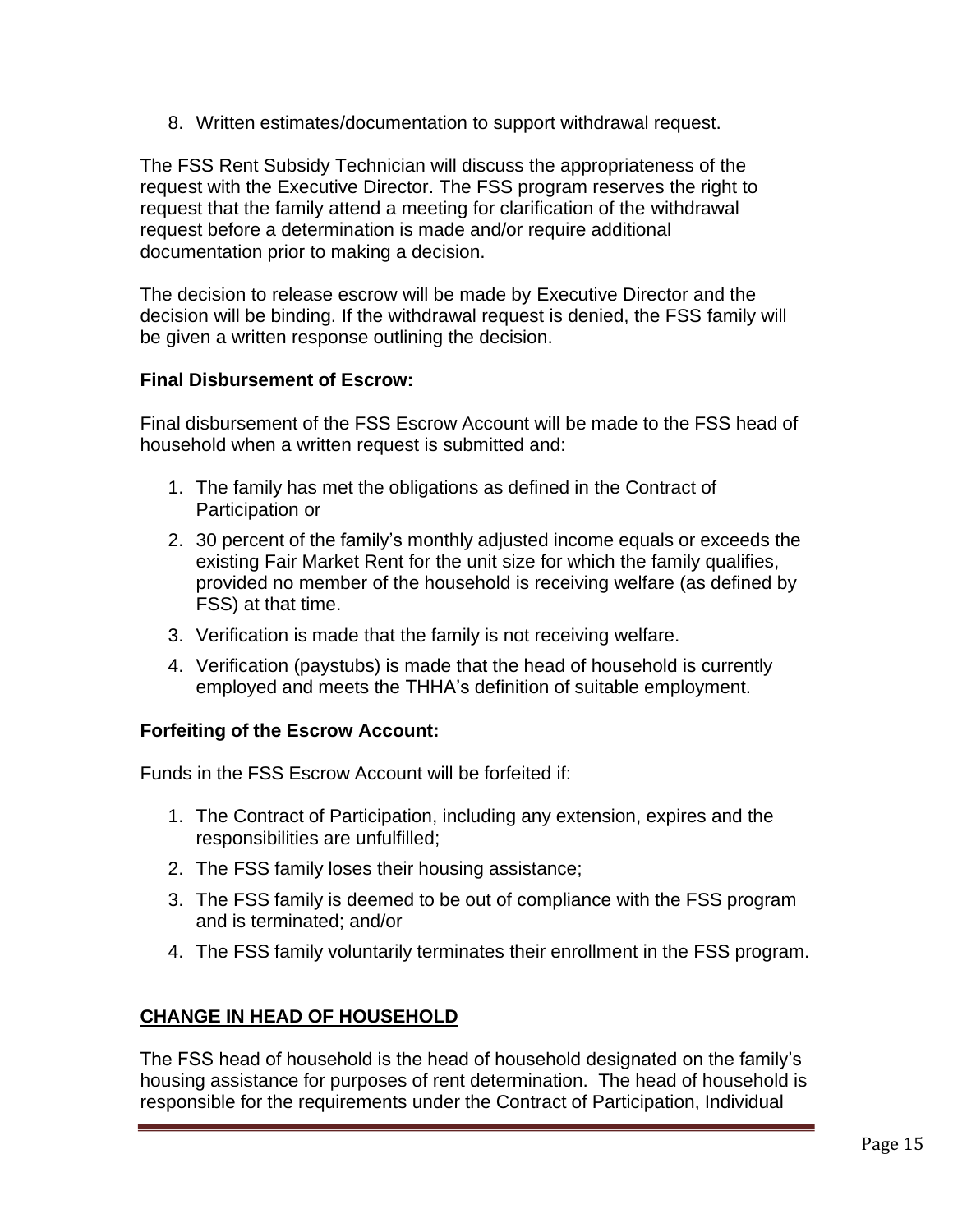8. Written estimates/documentation to support withdrawal request.

The FSS Rent Subsidy Technician will discuss the appropriateness of the request with the Executive Director. The FSS program reserves the right to request that the family attend a meeting for clarification of the withdrawal request before a determination is made and/or require additional documentation prior to making a decision.

The decision to release escrow will be made by Executive Director and the decision will be binding. If the withdrawal request is denied, the FSS family will be given a written response outlining the decision.

**Final Disbursement of Escrow:**

Final disbursement of the FSS Escrow Account will be made to the FSS head of household when a written request is submitted and:

1. The family has met the obligations as defined in the Contract of Participation or
2. 30 percent of the family's monthly adjusted income equals or exceeds the existing Fair Market Rent for the unit size for which the family qualifies, provided no member of the household is receiving welfare (as defined by FSS) at that time.
3. Verification is made that the family is not receiving welfare.
4. Verification (paystubs) is made that the head of household is currently employed and meets the THHA's definition of suitable employment.

**Forfeiting of the Escrow Account:**

Funds in the FSS Escrow Account will be forfeited if:

1. The Contract of Participation, including any extension, expires and the responsibilities are unfulfilled;
2. The FSS family loses their housing assistance;
3. The FSS family is deemed to be out of compliance with the FSS program and is terminated; and/or
4. The FSS family voluntarily terminates their enrollment in the FSS program.

## CHANGE IN HEAD OF HOUSEHOLD

The FSS head of household is the head of household designated on the family's housing assistance for purposes of rent determination. The head of household is responsible for the requirements under the Contract of Participation, Individual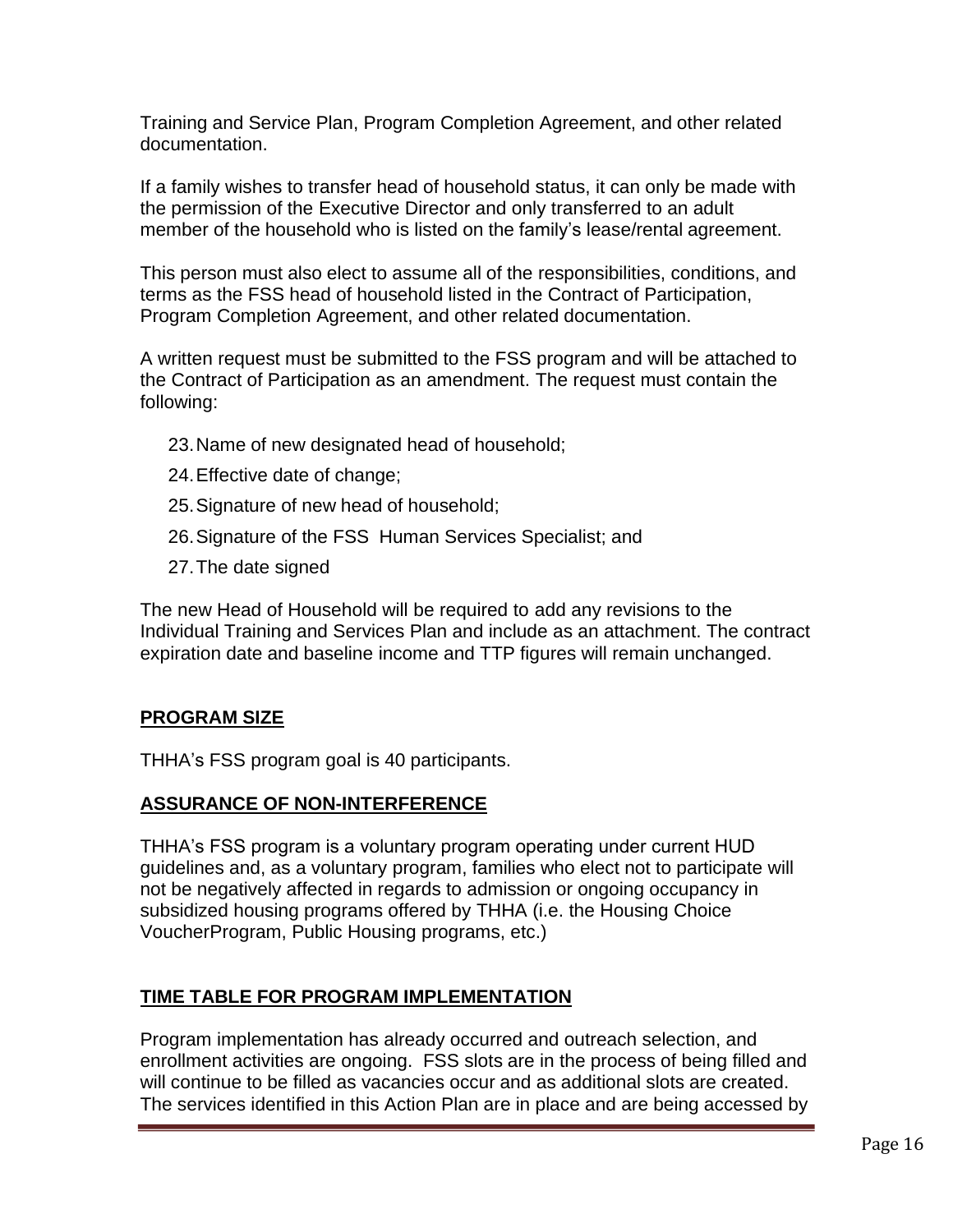Training and Service Plan, Program Completion Agreement, and other related documentation.

If a family wishes to transfer head of household status, it can only be made with the permission of the Executive Director and only transferred to an adult member of the household who is listed on the family's lease/rental agreement.

This person must also elect to assume all of the responsibilities, conditions, and terms as the FSS head of household listed in the Contract of Participation, Program Completion Agreement, and other related documentation.

A written request must be submitted to the FSS program and will be attached to the Contract of Participation as an amendment. The request must contain the following:

23. Name of new designated head of household;
24. Effective date of change;
25. Signature of new head of household;
26. Signature of the FSS Human Services Specialist; and
27. The date signed

The new Head of Household will be required to add any revisions to the Individual Training and Services Plan and include as an attachment. The contract expiration date and baseline income and TTP figures will remain unchanged.

## PROGRAM SIZE

THHA's FSS program goal is 40 participants.

## ASSURANCE OF NON-INTERFERENCE

THHA's FSS program is a voluntary program operating under current HUD guidelines and, as a voluntary program, families who elect not to participate will not be negatively affected in regards to admission or ongoing occupancy in subsidized housing programs offered by THHA (i.e. the Housing Choice VoucherProgram, Public Housing programs, etc.)

## TIME TABLE FOR PROGRAM IMPLEMENTATION

Program implementation has already occurred and outreach selection, and enrollment activities are ongoing. FSS slots are in the process of being filled and will continue to be filled as vacancies occur and as additional slots are created. The services identified in this Action Plan are in place and are being accessed by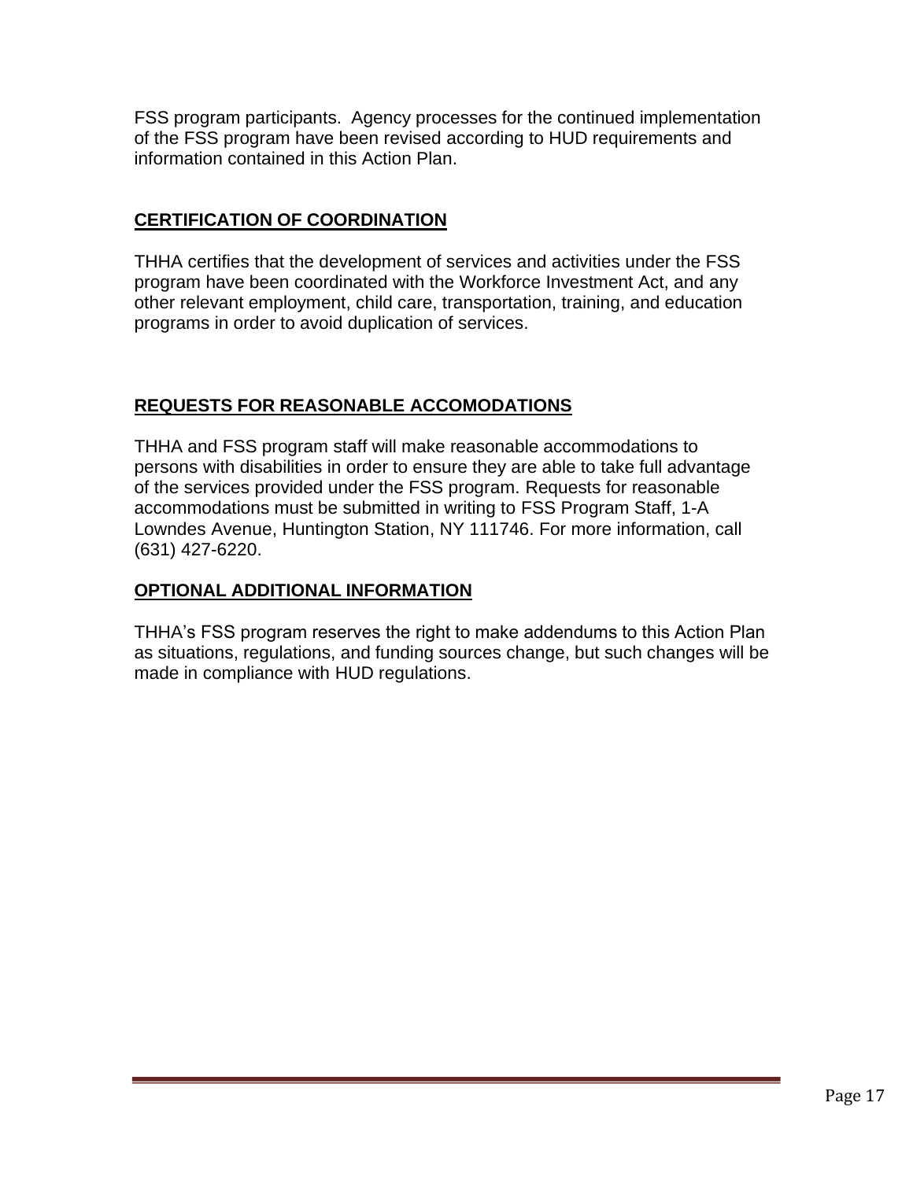FSS program participants. Agency processes for the continued implementation of the FSS program have been revised according to HUD requirements and information contained in this Action Plan.

## CERTIFICATION OF COORDINATION

THHA certifies that the development of services and activities under the FSS program have been coordinated with the Workforce Investment Act, and any other relevant employment, child care, transportation, training, and education programs in order to avoid duplication of services.

## REQUESTS FOR REASONABLE ACCOMODATIONS

THHA and FSS program staff will make reasonable accommodations to persons with disabilities in order to ensure they are able to take full advantage of the services provided under the FSS program. Requests for reasonable accommodations must be submitted in writing to FSS Program Staff, 1-A Lowndes Avenue, Huntington Station, NY 111746. For more information, call (631) 427-6220.

## OPTIONAL ADDITIONAL INFORMATION

THHA's FSS program reserves the right to make addendums to this Action Plan as situations, regulations, and funding sources change, but such changes will be made in compliance with HUD regulations.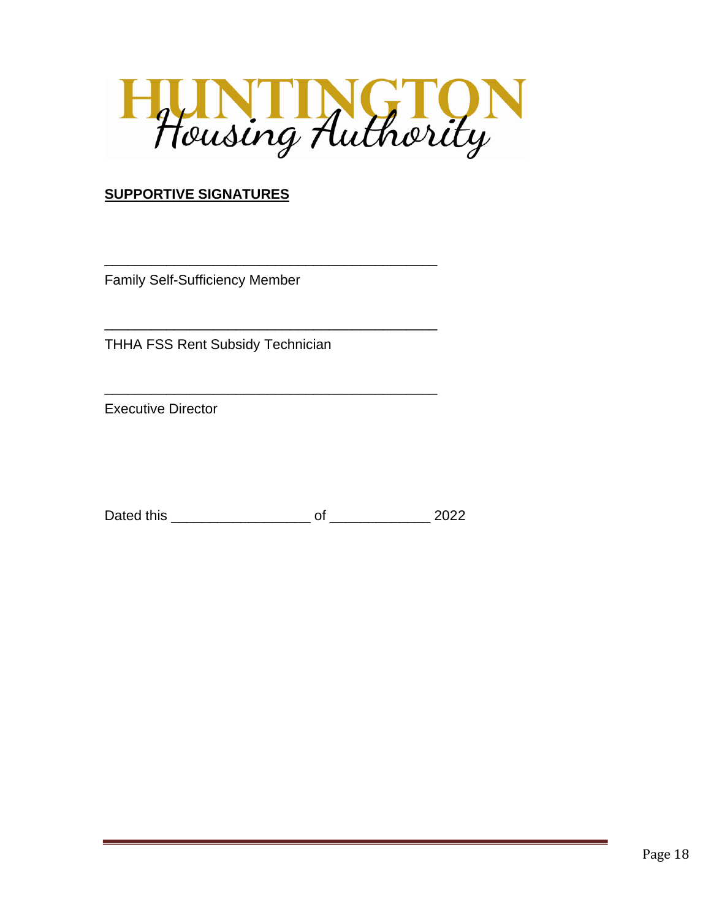HUNTINGTON Housing Authority

**SUPPORTIVE SIGNATURES**

\_\_\_\_\_\_\_\_\_\_\_\_\_\_\_\_\_\_\_\_\_\_\_\_\_\_\_\_\_\_\_\_\_\_\_\_\_\_\_\_\_\_\_\_

Family Self-Sufficiency Member

\_\_\_\_\_\_\_\_\_\_\_\_\_\_\_\_\_\_\_\_\_\_\_\_\_\_\_\_\_\_\_\_\_\_\_\_\_\_\_\_\_\_\_\_

THHA FSS Rent Subsidy Technician

\_\_\_\_\_\_\_\_\_\_\_\_\_\_\_\_\_\_\_\_\_\_\_\_\_\_\_\_\_\_\_\_\_\_\_\_\_\_\_\_\_\_\_\_

Executive Director

Dated this \_\_\_\_\_\_\_\_\_\_\_\_\_\_\_\_\_\_ of \_\_\_\_\_\_\_\_\_\_\_\_\_ 2022